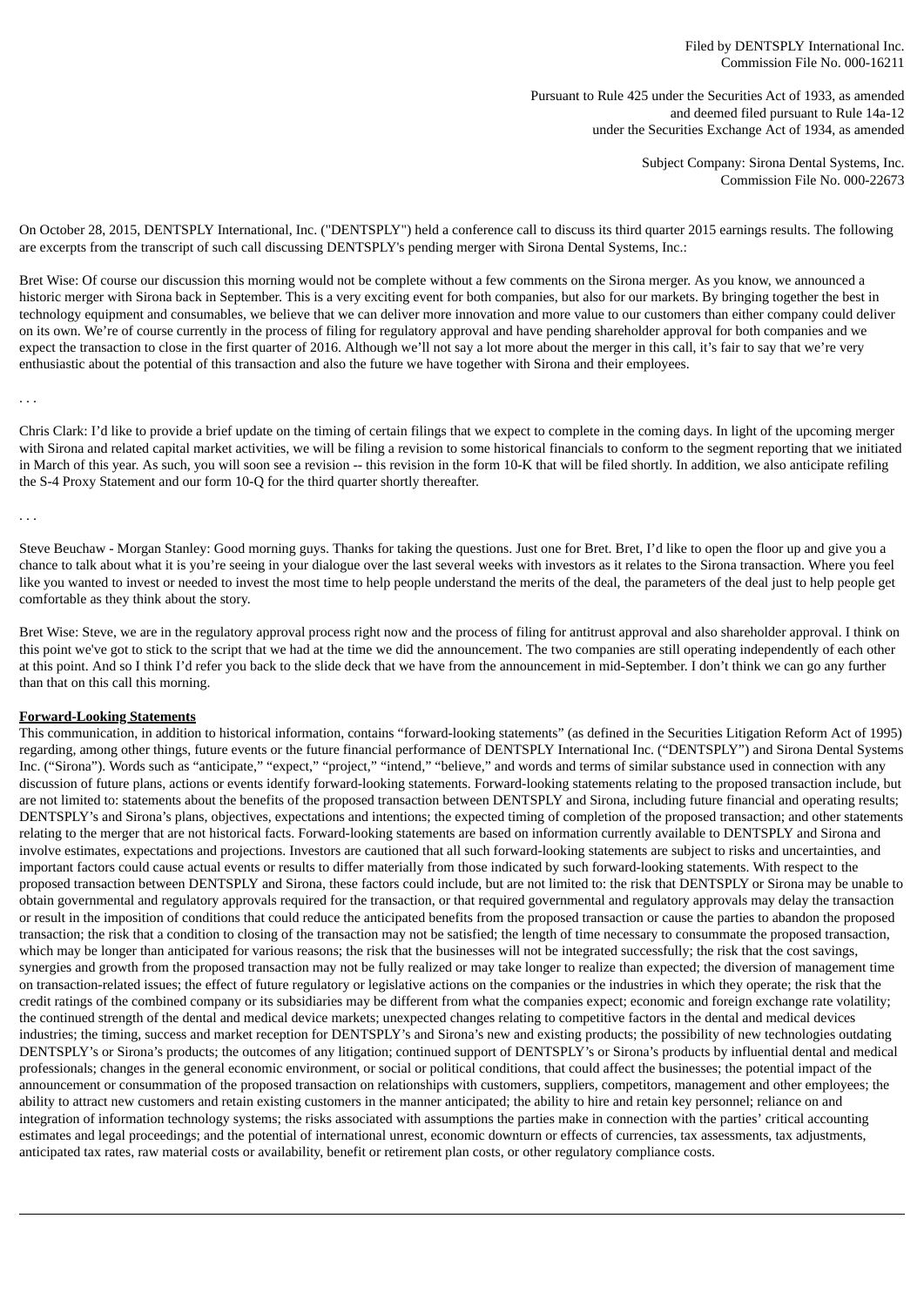Filed by DENTSPLY International Inc.
Commission File No. 000-16211

Pursuant to Rule 425 under the Securities Act of 1933, as amended
and deemed filed pursuant to Rule 14a-12
under the Securities Exchange Act of 1934, as amended

Subject Company: Sirona Dental Systems, Inc.
Commission File No. 000-22673

On October 28, 2015, DENTSPLY International, Inc. ("DENTSPLY") held a conference call to discuss its third quarter 2015 earnings results. The following are excerpts from the transcript of such call discussing DENTSPLY's pending merger with Sirona Dental Systems, Inc.:

Bret Wise: Of course our discussion this morning would not be complete without a few comments on the Sirona merger. As you know, we announced a historic merger with Sirona back in September. This is a very exciting event for both companies, but also for our markets. By bringing together the best in technology equipment and consumables, we believe that we can deliver more innovation and more value to our customers than either company could deliver on its own. We're of course currently in the process of filing for regulatory approval and have pending shareholder approval for both companies and we expect the transaction to close in the first quarter of 2016. Although we'll not say a lot more about the merger in this call, it's fair to say that we're very enthusiastic about the potential of this transaction and also the future we have together with Sirona and their employees.

. . .

Chris Clark: I'd like to provide a brief update on the timing of certain filings that we expect to complete in the coming days. In light of the upcoming merger with Sirona and related capital market activities, we will be filing a revision to some historical financials to conform to the segment reporting that we initiated in March of this year. As such, you will soon see a revision -- this revision in the form 10-K that will be filed shortly. In addition, we also anticipate refiling the S-4 Proxy Statement and our form 10-Q for the third quarter shortly thereafter.

. . .

Steve Beuchaw - Morgan Stanley: Good morning guys. Thanks for taking the questions. Just one for Bret. Bret, I'd like to open the floor up and give you a chance to talk about what it is you're seeing in your dialogue over the last several weeks with investors as it relates to the Sirona transaction. Where you feel like you wanted to invest or needed to invest the most time to help people understand the merits of the deal, the parameters of the deal just to help people get comfortable as they think about the story.

Bret Wise: Steve, we are in the regulatory approval process right now and the process of filing for antitrust approval and also shareholder approval. I think on this point we've got to stick to the script that we had at the time we did the announcement. The two companies are still operating independently of each other at this point. And so I think I'd refer you back to the slide deck that we have from the announcement in mid-September. I don't think we can go any further than that on this call this morning.

**Forward-Looking Statements**

This communication, in addition to historical information, contains "forward-looking statements" (as defined in the Securities Litigation Reform Act of 1995) regarding, among other things, future events or the future financial performance of DENTSPLY International Inc. ("DENTSPLY") and Sirona Dental Systems Inc. ("Sirona"). Words such as "anticipate," "expect," "project," "intend," "believe," and words and terms of similar substance used in connection with any discussion of future plans, actions or events identify forward-looking statements. Forward-looking statements relating to the proposed transaction include, but are not limited to: statements about the benefits of the proposed transaction between DENTSPLY and Sirona, including future financial and operating results; DENTSPLY's and Sirona's plans, objectives, expectations and intentions; the expected timing of completion of the proposed transaction; and other statements relating to the merger that are not historical facts. Forward-looking statements are based on information currently available to DENTSPLY and Sirona and involve estimates, expectations and projections. Investors are cautioned that all such forward-looking statements are subject to risks and uncertainties, and important factors could cause actual events or results to differ materially from those indicated by such forward-looking statements. With respect to the proposed transaction between DENTSPLY and Sirona, these factors could include, but are not limited to: the risk that DENTSPLY or Sirona may be unable to obtain governmental and regulatory approvals required for the transaction, or that required governmental and regulatory approvals may delay the transaction or result in the imposition of conditions that could reduce the anticipated benefits from the proposed transaction or cause the parties to abandon the proposed transaction; the risk that a condition to closing of the transaction may not be satisfied; the length of time necessary to consummate the proposed transaction, which may be longer than anticipated for various reasons; the risk that the businesses will not be integrated successfully; the risk that the cost savings, synergies and growth from the proposed transaction may not be fully realized or may take longer to realize than expected; the diversion of management time on transaction-related issues; the effect of future regulatory or legislative actions on the companies or the industries in which they operate; the risk that the credit ratings of the combined company or its subsidiaries may be different from what the companies expect; economic and foreign exchange rate volatility; the continued strength of the dental and medical device markets; unexpected changes relating to competitive factors in the dental and medical devices industries; the timing, success and market reception for DENTSPLY's and Sirona's new and existing products; the possibility of new technologies outdating DENTSPLY's or Sirona's products; the outcomes of any litigation; continued support of DENTSPLY's or Sirona's products by influential dental and medical professionals; changes in the general economic environment, or social or political conditions, that could affect the businesses; the potential impact of the announcement or consummation of the proposed transaction on relationships with customers, suppliers, competitors, management and other employees; the ability to attract new customers and retain existing customers in the manner anticipated; the ability to hire and retain key personnel; reliance on and integration of information technology systems; the risks associated with assumptions the parties make in connection with the parties' critical accounting estimates and legal proceedings; and the potential of international unrest, economic downturn or effects of currencies, tax assessments, tax adjustments, anticipated tax rates, raw material costs or availability, benefit or retirement plan costs, or other regulatory compliance costs.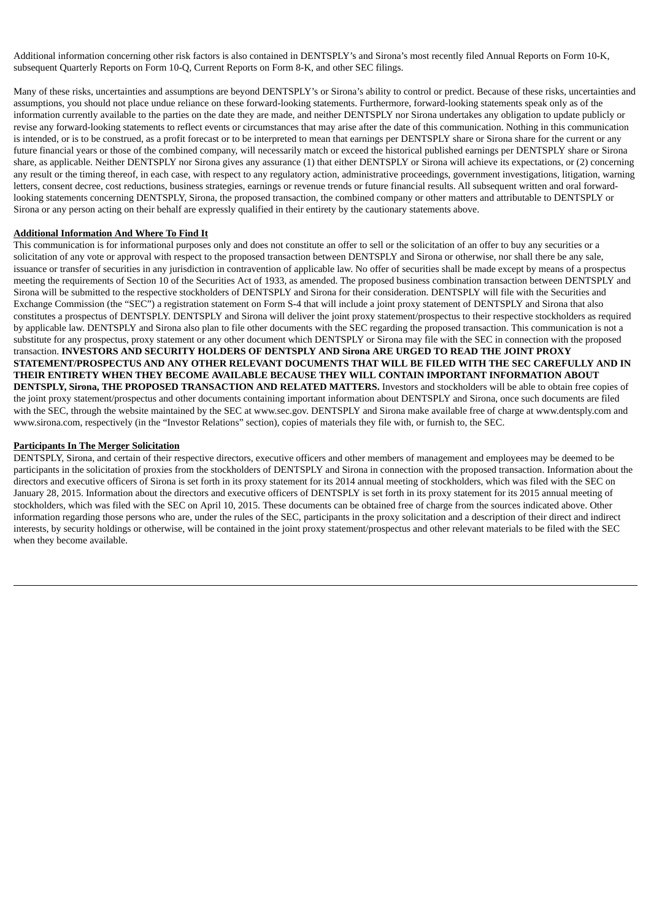Additional information concerning other risk factors is also contained in DENTSPLY's and Sirona's most recently filed Annual Reports on Form 10-K, subsequent Quarterly Reports on Form 10-Q, Current Reports on Form 8-K, and other SEC filings.

Many of these risks, uncertainties and assumptions are beyond DENTSPLY's or Sirona's ability to control or predict. Because of these risks, uncertainties and assumptions, you should not place undue reliance on these forward-looking statements. Furthermore, forward-looking statements speak only as of the information currently available to the parties on the date they are made, and neither DENTSPLY nor Sirona undertakes any obligation to update publicly or revise any forward-looking statements to reflect events or circumstances that may arise after the date of this communication. Nothing in this communication is intended, or is to be construed, as a profit forecast or to be interpreted to mean that earnings per DENTSPLY share or Sirona share for the current or any future financial years or those of the combined company, will necessarily match or exceed the historical published earnings per DENTSPLY share or Sirona share, as applicable. Neither DENTSPLY nor Sirona gives any assurance (1) that either DENTSPLY or Sirona will achieve its expectations, or (2) concerning any result or the timing thereof, in each case, with respect to any regulatory action, administrative proceedings, government investigations, litigation, warning letters, consent decree, cost reductions, business strategies, earnings or revenue trends or future financial results. All subsequent written and oral forward-looking statements concerning DENTSPLY, Sirona, the proposed transaction, the combined company or other matters and attributable to DENTSPLY or Sirona or any person acting on their behalf are expressly qualified in their entirety by the cautionary statements above.

**Additional Information And Where To Find It**

This communication is for informational purposes only and does not constitute an offer to sell or the solicitation of an offer to buy any securities or a solicitation of any vote or approval with respect to the proposed transaction between DENTSPLY and Sirona or otherwise, nor shall there be any sale, issuance or transfer of securities in any jurisdiction in contravention of applicable law. No offer of securities shall be made except by means of a prospectus meeting the requirements of Section 10 of the Securities Act of 1933, as amended. The proposed business combination transaction between DENTSPLY and Sirona will be submitted to the respective stockholders of DENTSPLY and Sirona for their consideration. DENTSPLY will file with the Securities and Exchange Commission (the "SEC") a registration statement on Form S-4 that will include a joint proxy statement of DENTSPLY and Sirona that also constitutes a prospectus of DENTSPLY. DENTSPLY and Sirona will deliver the joint proxy statement/prospectus to their respective stockholders as required by applicable law. DENTSPLY and Sirona also plan to file other documents with the SEC regarding the proposed transaction. This communication is not a substitute for any prospectus, proxy statement or any other document which DENTSPLY or Sirona may file with the SEC in connection with the proposed transaction. **INVESTORS AND SECURITY HOLDERS OF DENTSPLY AND Sirona ARE URGED TO READ THE JOINT PROXY STATEMENT/PROSPECTUS AND ANY OTHER RELEVANT DOCUMENTS THAT WILL BE FILED WITH THE SEC CAREFULLY AND IN THEIR ENTIRETY WHEN THEY BECOME AVAILABLE BECAUSE THEY WILL CONTAIN IMPORTANT INFORMATION ABOUT DENTSPLY, Sirona, THE PROPOSED TRANSACTION AND RELATED MATTERS.** Investors and stockholders will be able to obtain free copies of the joint proxy statement/prospectus and other documents containing important information about DENTSPLY and Sirona, once such documents are filed with the SEC, through the website maintained by the SEC at www.sec.gov. DENTSPLY and Sirona make available free of charge at www.dentsply.com and www.sirona.com, respectively (in the "Investor Relations" section), copies of materials they file with, or furnish to, the SEC.

**Participants In The Merger Solicitation**

DENTSPLY, Sirona, and certain of their respective directors, executive officers and other members of management and employees may be deemed to be participants in the solicitation of proxies from the stockholders of DENTSPLY and Sirona in connection with the proposed transaction. Information about the directors and executive officers of Sirona is set forth in its proxy statement for its 2014 annual meeting of stockholders, which was filed with the SEC on January 28, 2015. Information about the directors and executive officers of DENTSPLY is set forth in its proxy statement for its 2015 annual meeting of stockholders, which was filed with the SEC on April 10, 2015. These documents can be obtained free of charge from the sources indicated above. Other information regarding those persons who are, under the rules of the SEC, participants in the proxy solicitation and a description of their direct and indirect interests, by security holdings or otherwise, will be contained in the joint proxy statement/prospectus and other relevant materials to be filed with the SEC when they become available.